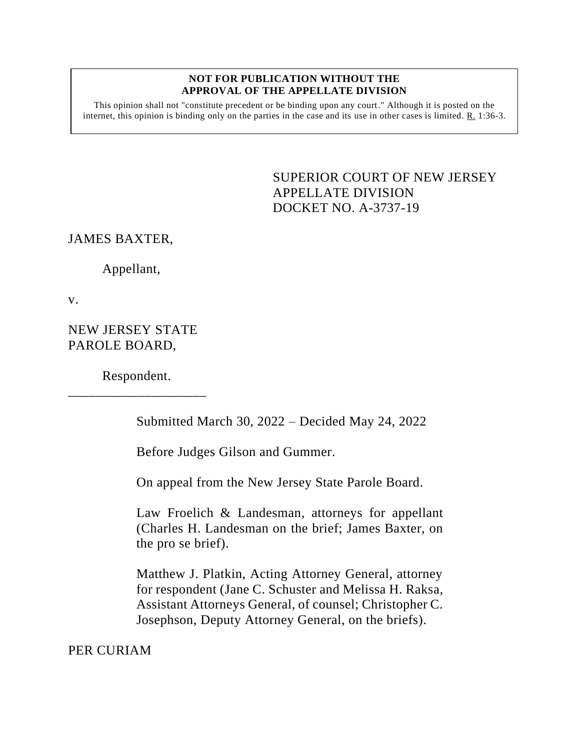**NOT FOR PUBLICATION WITHOUT THE APPROVAL OF THE APPELLATE DIVISION**

This opinion shall not "constitute precedent or be binding upon any court." Although it is posted on the internet, this opinion is binding only on the parties in the case and its use in other cases is limited. R. 1:36-3.

SUPERIOR COURT OF NEW JERSEY
APPELLATE DIVISION
DOCKET NO. A-3737-19

JAMES BAXTER,

Appellant,

v.

NEW JERSEY STATE PAROLE BOARD,

Respondent.

\_\_\_\_\_\_\_\_\_\_\_\_\_\_\_\_\_\_\_\_\_\_\_

Submitted March 30, 2022 – Decided May 24, 2022

Before Judges Gilson and Gummer.

On appeal from the New Jersey State Parole Board.

Law Froelich & Landesman, attorneys for appellant (Charles H. Landesman on the brief; James Baxter, on the pro se brief).

Matthew J. Platkin, Acting Attorney General, attorney for respondent (Jane C. Schuster and Melissa H. Raksa, Assistant Attorneys General, of counsel; Christopher C. Josephson, Deputy Attorney General, on the briefs).

PER CURIAM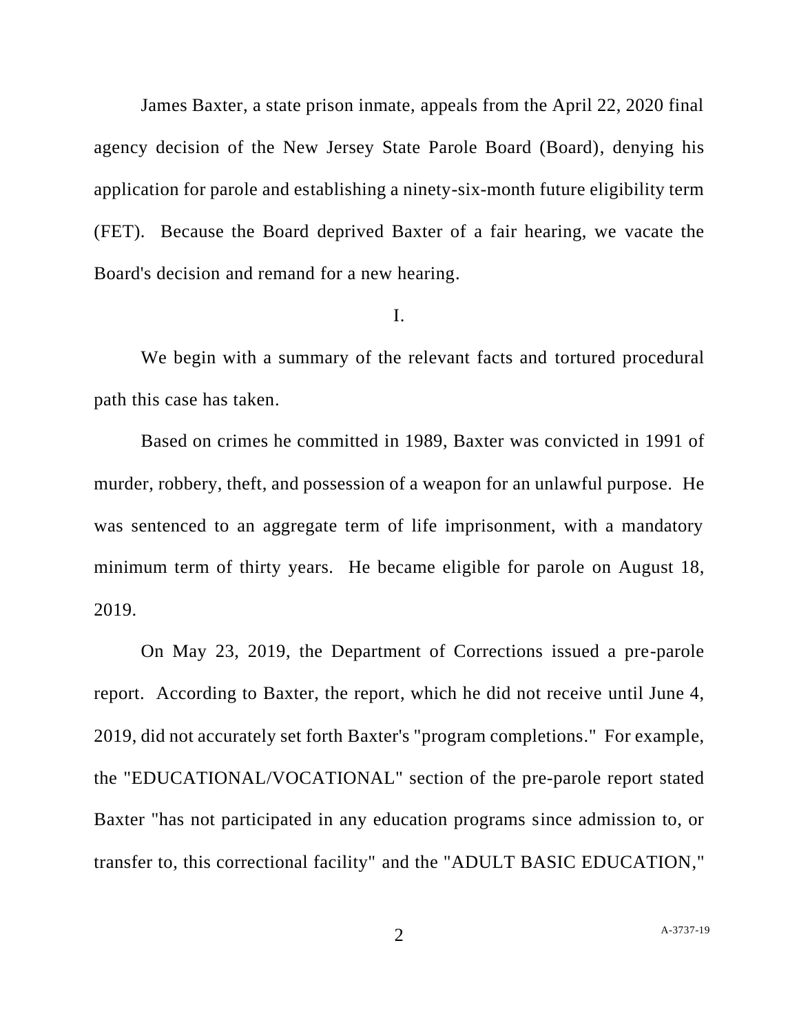James Baxter, a state prison inmate, appeals from the April 22, 2020 final agency decision of the New Jersey State Parole Board (Board), denying his application for parole and establishing a ninety-six-month future eligibility term (FET). Because the Board deprived Baxter of a fair hearing, we vacate the Board's decision and remand for a new hearing.

I.

We begin with a summary of the relevant facts and tortured procedural path this case has taken.

Based on crimes he committed in 1989, Baxter was convicted in 1991 of murder, robbery, theft, and possession of a weapon for an unlawful purpose. He was sentenced to an aggregate term of life imprisonment, with a mandatory minimum term of thirty years. He became eligible for parole on August 18, 2019.

On May 23, 2019, the Department of Corrections issued a pre-parole report. According to Baxter, the report, which he did not receive until June 4, 2019, did not accurately set forth Baxter's "program completions." For example, the "EDUCATIONAL/VOCATIONAL" section of the pre-parole report stated Baxter "has not participated in any education programs since admission to, or transfer to, this correctional facility" and the "ADULT BASIC EDUCATION,"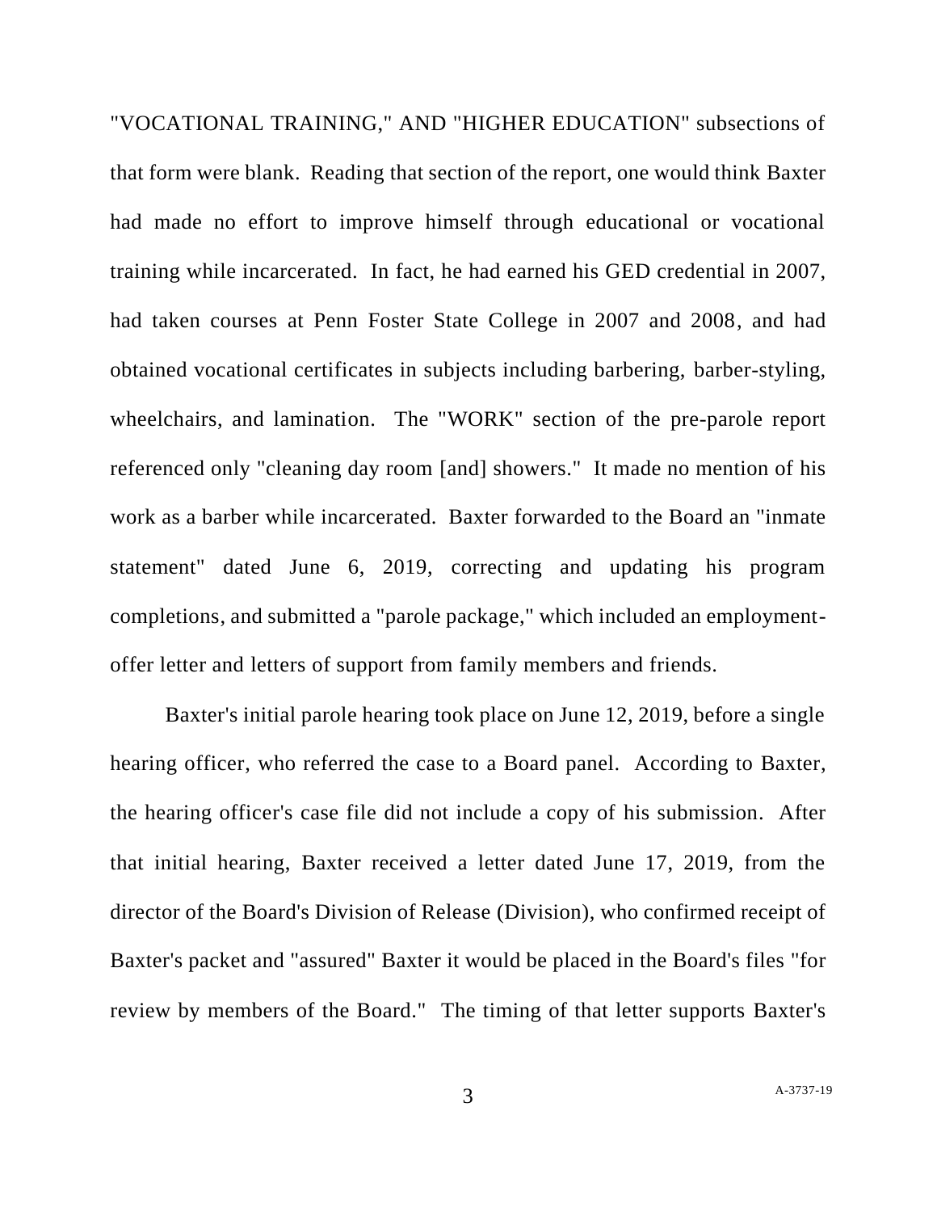"VOCATIONAL TRAINING," AND "HIGHER EDUCATION" subsections of that form were blank. Reading that section of the report, one would think Baxter had made no effort to improve himself through educational or vocational training while incarcerated. In fact, he had earned his GED credential in 2007, had taken courses at Penn Foster State College in 2007 and 2008, and had obtained vocational certificates in subjects including barbering, barber-styling, wheelchairs, and lamination. The "WORK" section of the pre-parole report referenced only "cleaning day room [and] showers." It made no mention of his work as a barber while incarcerated. Baxter forwarded to the Board an "inmate statement" dated June 6, 2019, correcting and updating his program completions, and submitted a "parole package," which included an employment-offer letter and letters of support from family members and friends.

Baxter's initial parole hearing took place on June 12, 2019, before a single hearing officer, who referred the case to a Board panel. According to Baxter, the hearing officer's case file did not include a copy of his submission. After that initial hearing, Baxter received a letter dated June 17, 2019, from the director of the Board's Division of Release (Division), who confirmed receipt of Baxter's packet and "assured" Baxter it would be placed in the Board's files "for review by members of the Board." The timing of that letter supports Baxter's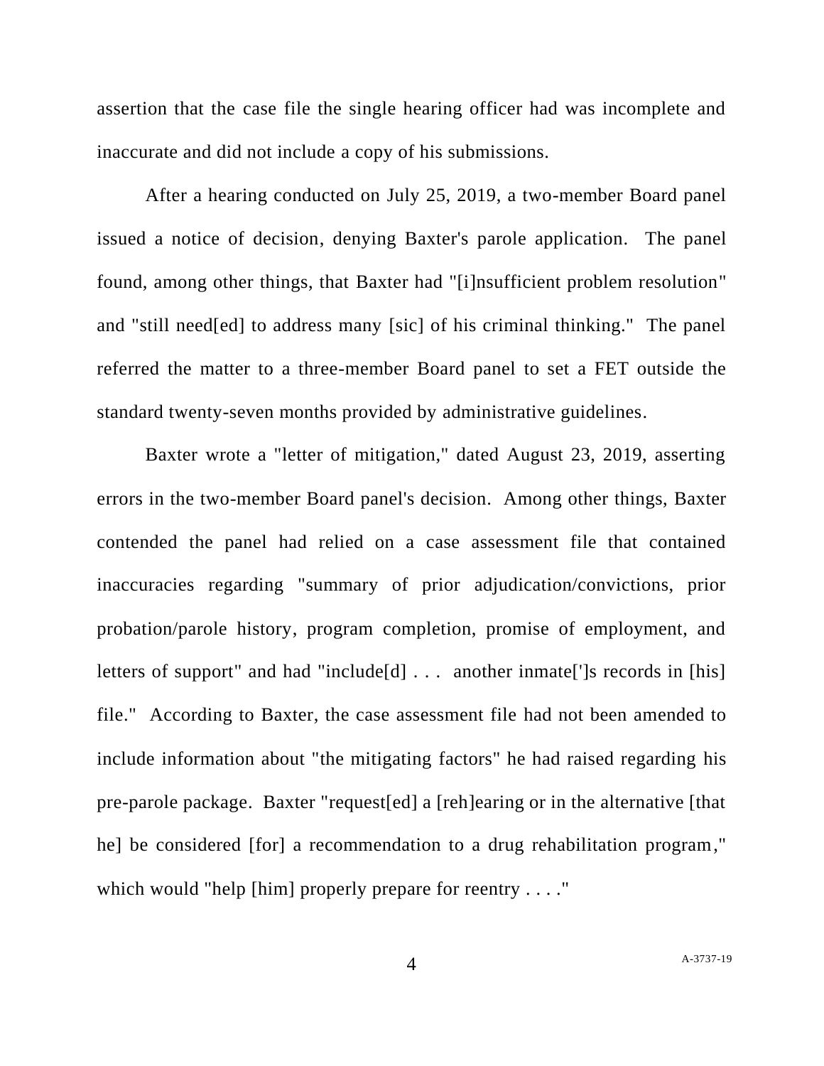assertion that the case file the single hearing officer had was incomplete and inaccurate and did not include a copy of his submissions.

After a hearing conducted on July 25, 2019, a two-member Board panel issued a notice of decision, denying Baxter's parole application. The panel found, among other things, that Baxter had "[i]nsufficient problem resolution" and "still need[ed] to address many [sic] of his criminal thinking." The panel referred the matter to a three-member Board panel to set a FET outside the standard twenty-seven months provided by administrative guidelines.

Baxter wrote a "letter of mitigation," dated August 23, 2019, asserting errors in the two-member Board panel's decision. Among other things, Baxter contended the panel had relied on a case assessment file that contained inaccuracies regarding "summary of prior adjudication/convictions, prior probation/parole history, program completion, promise of employment, and letters of support" and had "include[d] . . . another inmate[']s records in [his] file." According to Baxter, the case assessment file had not been amended to include information about "the mitigating factors" he had raised regarding his pre-parole package. Baxter "request[ed] a [reh]earing or in the alternative [that he] be considered [for] a recommendation to a drug rehabilitation program," which would "help [him] properly prepare for reentry . . . ."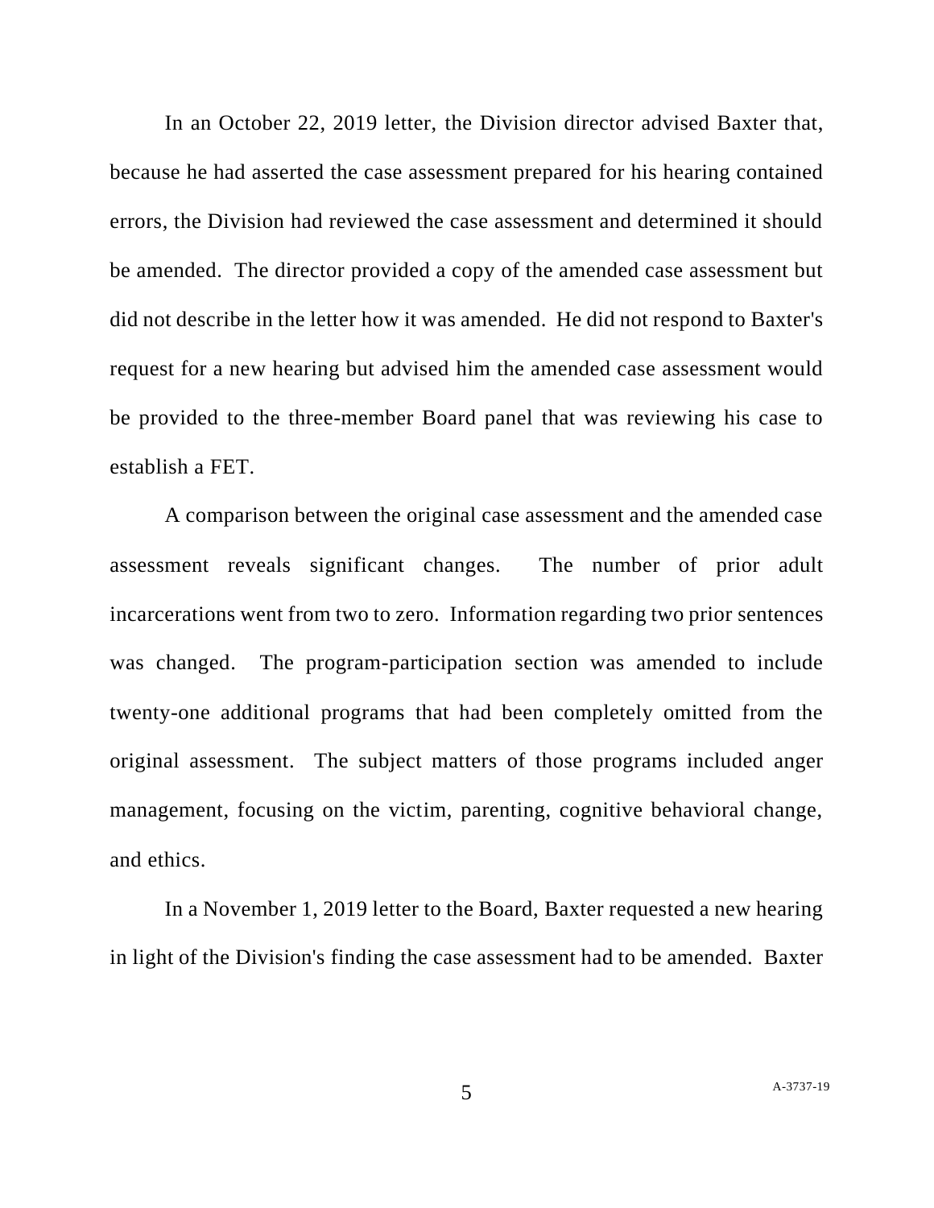In an October 22, 2019 letter, the Division director advised Baxter that, because he had asserted the case assessment prepared for his hearing contained errors, the Division had reviewed the case assessment and determined it should be amended. The director provided a copy of the amended case assessment but did not describe in the letter how it was amended. He did not respond to Baxter's request for a new hearing but advised him the amended case assessment would be provided to the three-member Board panel that was reviewing his case to establish a FET.

A comparison between the original case assessment and the amended case assessment reveals significant changes. The number of prior adult incarcerations went from two to zero. Information regarding two prior sentences was changed. The program-participation section was amended to include twenty-one additional programs that had been completely omitted from the original assessment. The subject matters of those programs included anger management, focusing on the victim, parenting, cognitive behavioral change, and ethics.

In a November 1, 2019 letter to the Board, Baxter requested a new hearing in light of the Division's finding the case assessment had to be amended. Baxter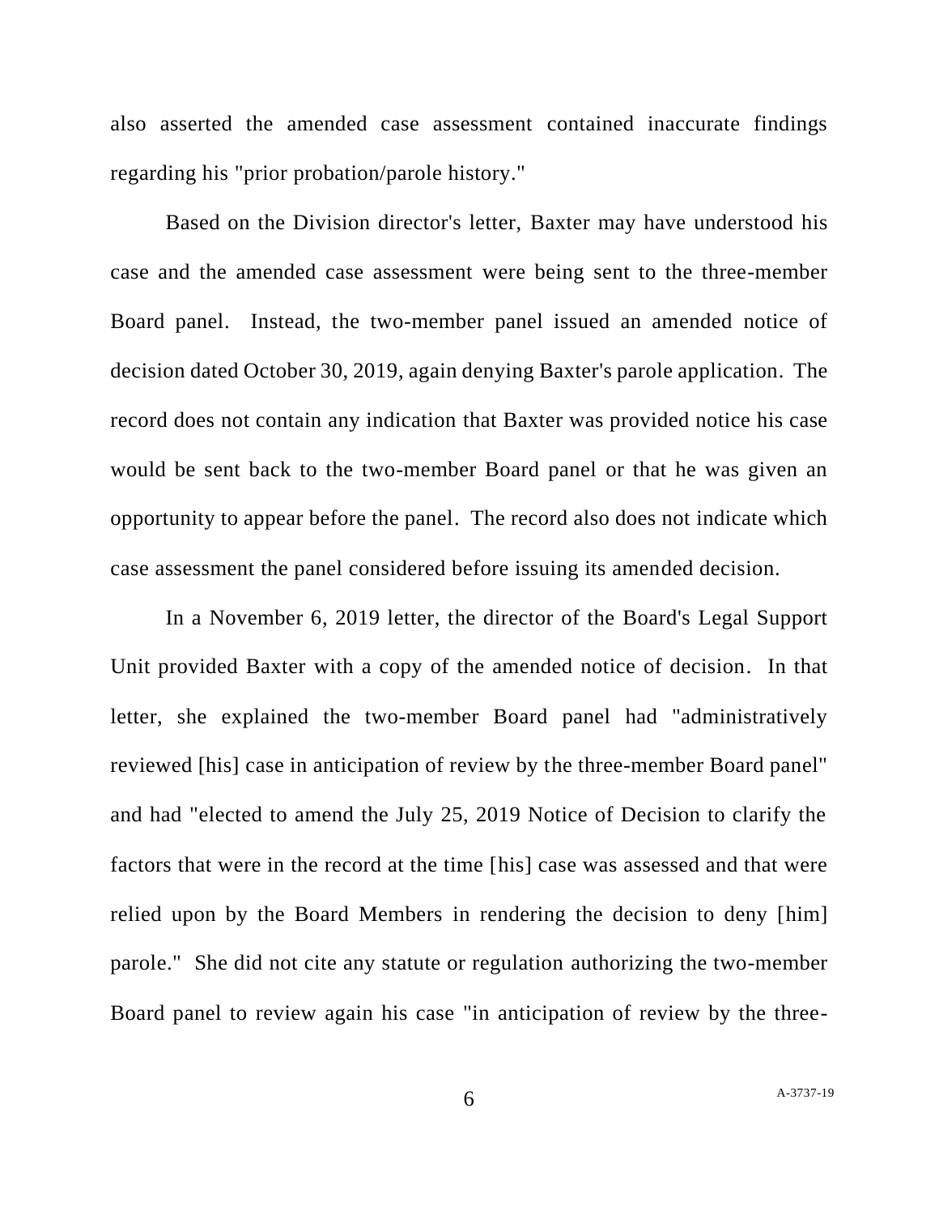also asserted the amended case assessment contained inaccurate findings regarding his "prior probation/parole history."

Based on the Division director's letter, Baxter may have understood his case and the amended case assessment were being sent to the three-member Board panel. Instead, the two-member panel issued an amended notice of decision dated October 30, 2019, again denying Baxter's parole application. The record does not contain any indication that Baxter was provided notice his case would be sent back to the two-member Board panel or that he was given an opportunity to appear before the panel. The record also does not indicate which case assessment the panel considered before issuing its amended decision.

In a November 6, 2019 letter, the director of the Board's Legal Support Unit provided Baxter with a copy of the amended notice of decision. In that letter, she explained the two-member Board panel had "administratively reviewed [his] case in anticipation of review by the three-member Board panel" and had "elected to amend the July 25, 2019 Notice of Decision to clarify the factors that were in the record at the time [his] case was assessed and that were relied upon by the Board Members in rendering the decision to deny [him] parole." She did not cite any statute or regulation authorizing the two-member Board panel to review again his case "in anticipation of review by the three-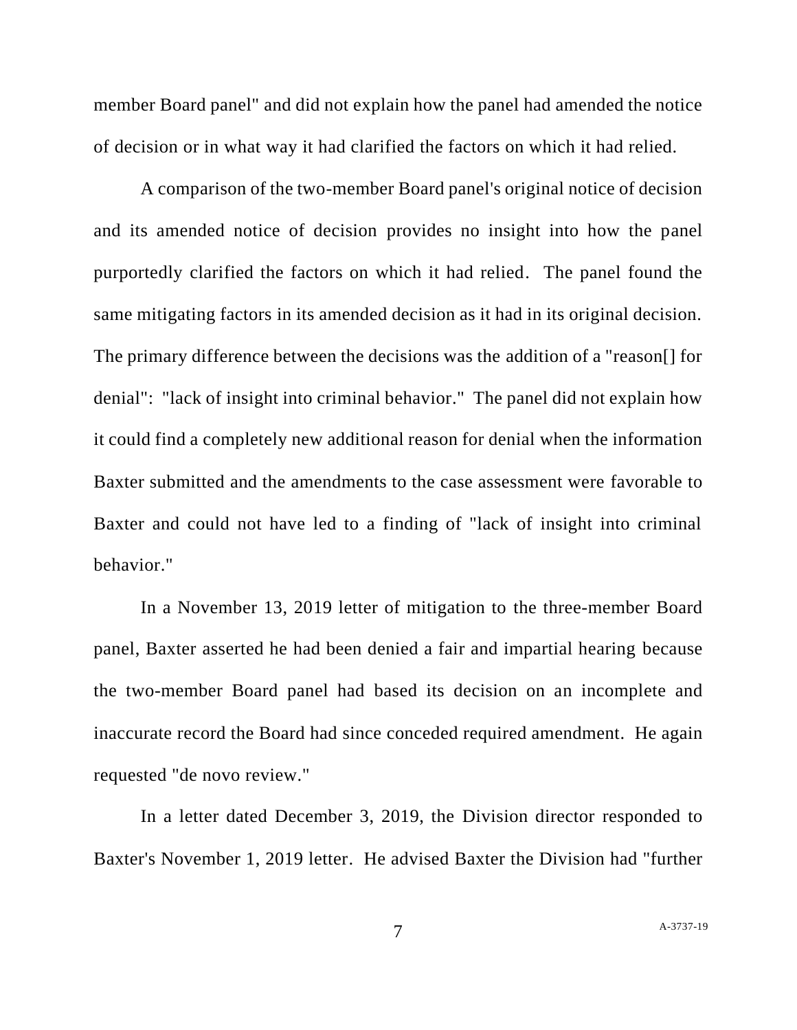member Board panel" and did not explain how the panel had amended the notice of decision or in what way it had clarified the factors on which it had relied.

A comparison of the two-member Board panel's original notice of decision and its amended notice of decision provides no insight into how the panel purportedly clarified the factors on which it had relied. The panel found the same mitigating factors in its amended decision as it had in its original decision. The primary difference between the decisions was the addition of a "reason[] for denial": "lack of insight into criminal behavior." The panel did not explain how it could find a completely new additional reason for denial when the information Baxter submitted and the amendments to the case assessment were favorable to Baxter and could not have led to a finding of "lack of insight into criminal behavior."

In a November 13, 2019 letter of mitigation to the three-member Board panel, Baxter asserted he had been denied a fair and impartial hearing because the two-member Board panel had based its decision on an incomplete and inaccurate record the Board had since conceded required amendment. He again requested "de novo review."

In a letter dated December 3, 2019, the Division director responded to Baxter's November 1, 2019 letter. He advised Baxter the Division had "further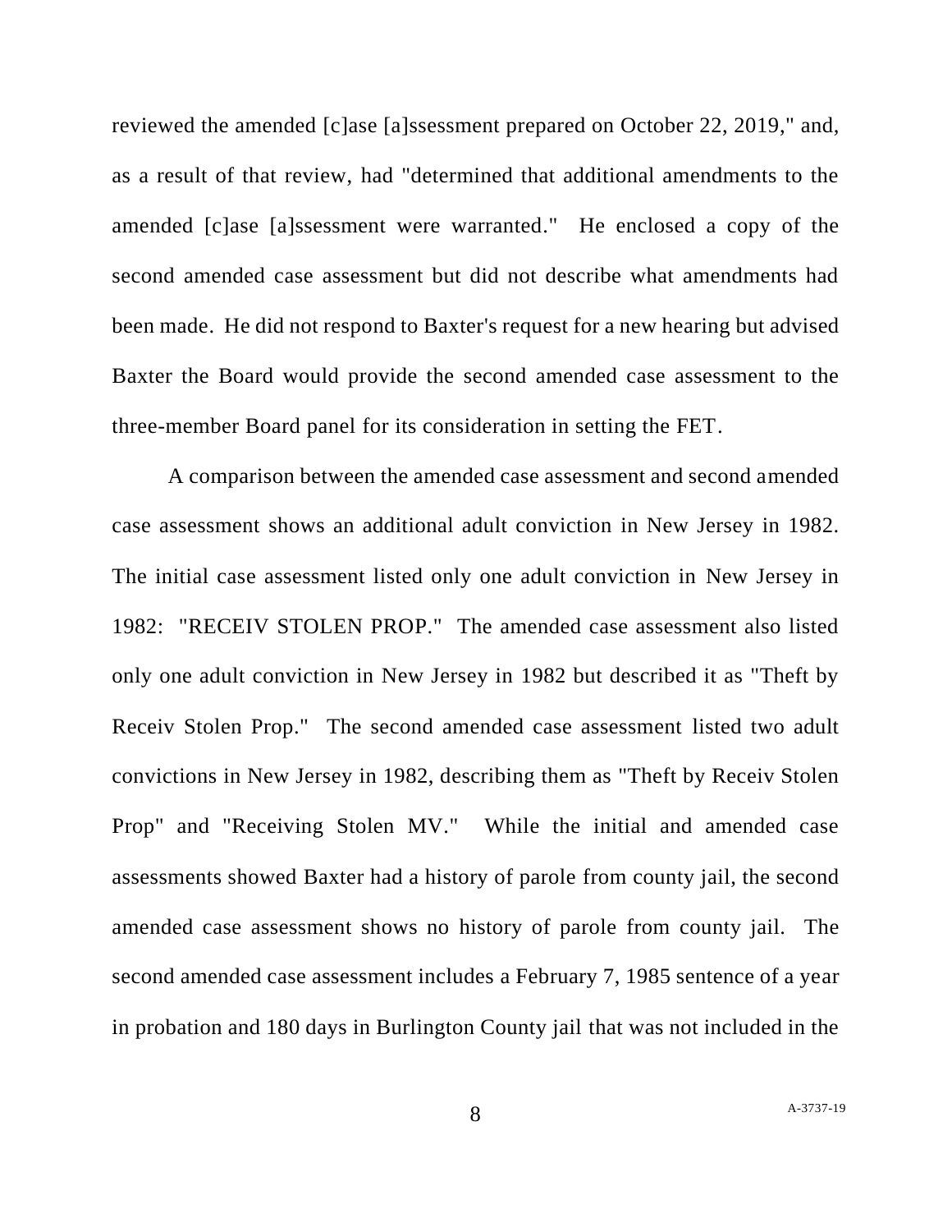reviewed the amended [c]ase [a]ssessment prepared on October 22, 2019," and, as a result of that review, had "determined that additional amendments to the amended [c]ase [a]ssessment were warranted." He enclosed a copy of the second amended case assessment but did not describe what amendments had been made. He did not respond to Baxter's request for a new hearing but advised Baxter the Board would provide the second amended case assessment to the three-member Board panel for its consideration in setting the FET.

A comparison between the amended case assessment and second amended case assessment shows an additional adult conviction in New Jersey in 1982. The initial case assessment listed only one adult conviction in New Jersey in 1982: "RECEIV STOLEN PROP." The amended case assessment also listed only one adult conviction in New Jersey in 1982 but described it as "Theft by Receiv Stolen Prop." The second amended case assessment listed two adult convictions in New Jersey in 1982, describing them as "Theft by Receiv Stolen Prop" and "Receiving Stolen MV." While the initial and amended case assessments showed Baxter had a history of parole from county jail, the second amended case assessment shows no history of parole from county jail. The second amended case assessment includes a February 7, 1985 sentence of a year in probation and 180 days in Burlington County jail that was not included in the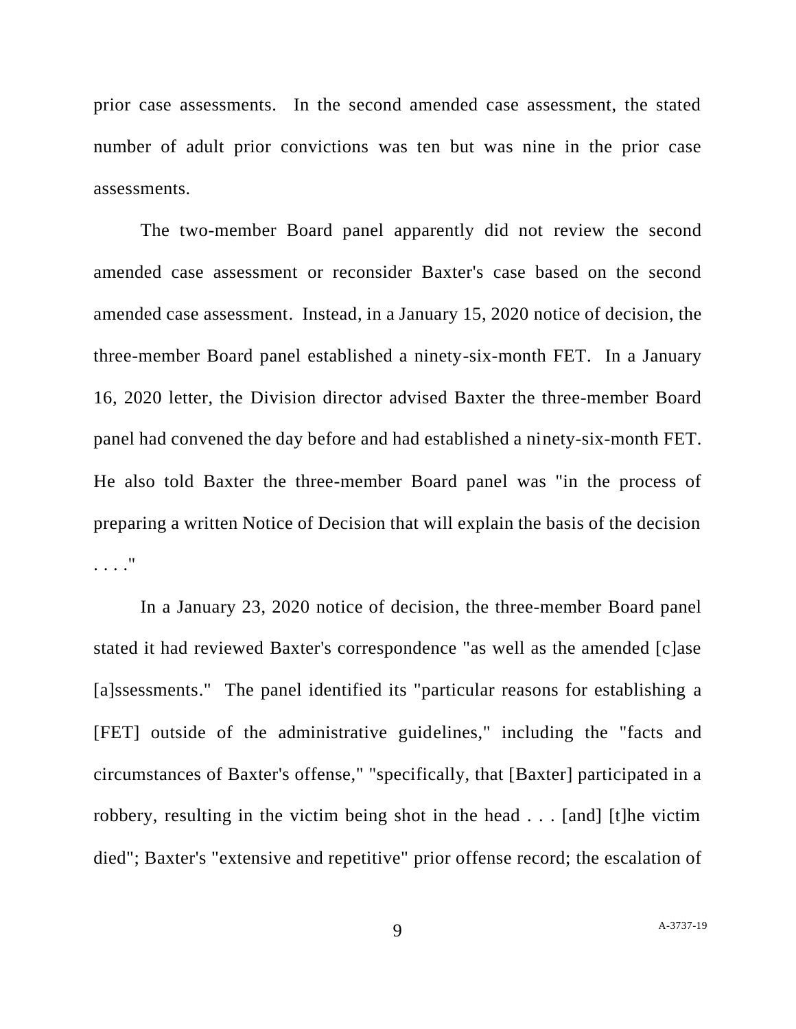prior case assessments. In the second amended case assessment, the stated number of adult prior convictions was ten but was nine in the prior case assessments.

The two-member Board panel apparently did not review the second amended case assessment or reconsider Baxter's case based on the second amended case assessment. Instead, in a January 15, 2020 notice of decision, the three-member Board panel established a ninety-six-month FET. In a January 16, 2020 letter, the Division director advised Baxter the three-member Board panel had convened the day before and had established a ninety-six-month FET. He also told Baxter the three-member Board panel was "in the process of preparing a written Notice of Decision that will explain the basis of the decision . . . ."

In a January 23, 2020 notice of decision, the three-member Board panel stated it had reviewed Baxter's correspondence "as well as the amended [c]ase [a]ssessments." The panel identified its "particular reasons for establishing a [FET] outside of the administrative guidelines," including the "facts and circumstances of Baxter's offense," "specifically, that [Baxter] participated in a robbery, resulting in the victim being shot in the head . . . [and] [t]he victim died"; Baxter's "extensive and repetitive" prior offense record; the escalation of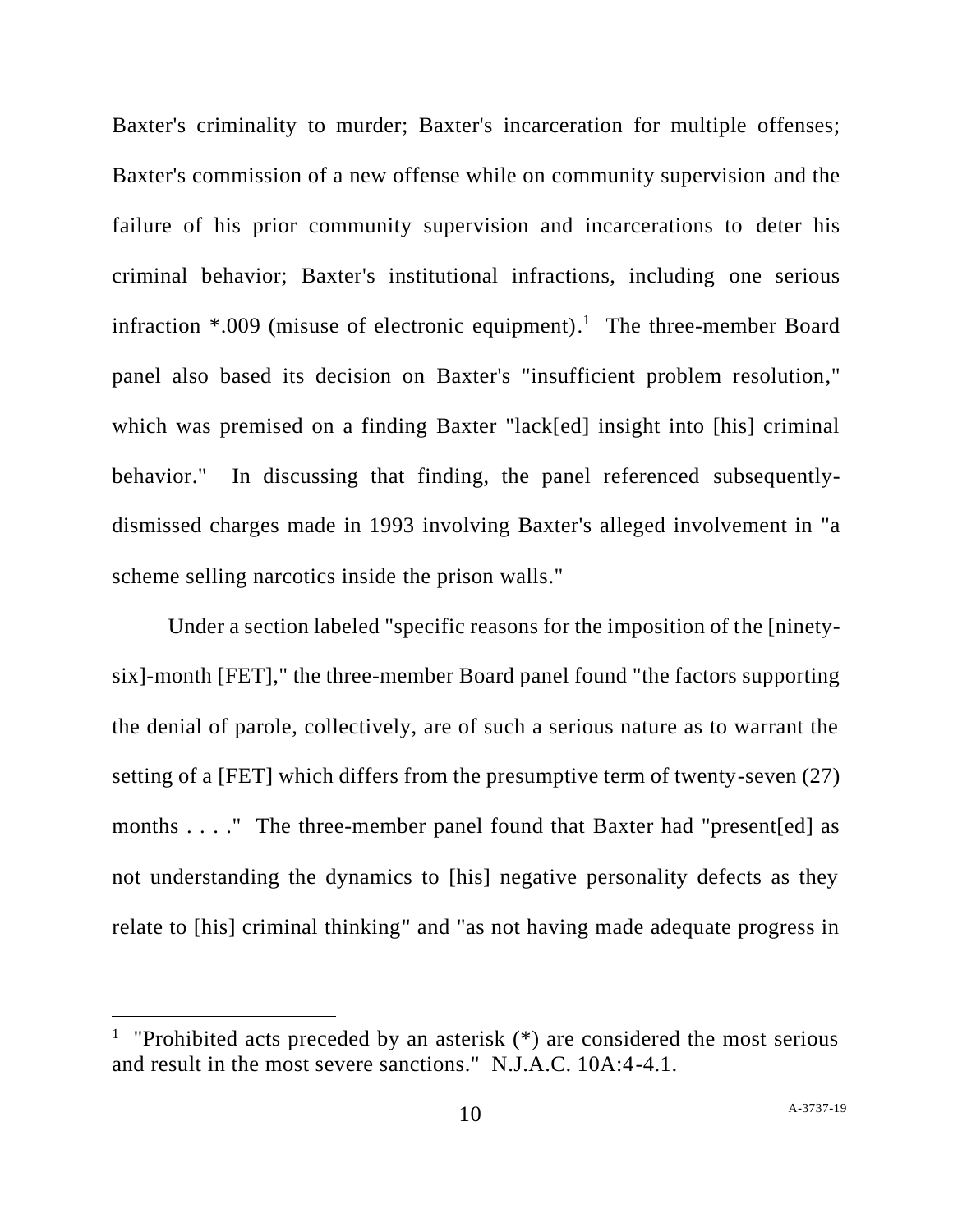Baxter's criminality to murder; Baxter's incarceration for multiple offenses; Baxter's commission of a new offense while on community supervision and the failure of his prior community supervision and incarcerations to deter his criminal behavior; Baxter's institutional infractions, including one serious infraction *.009 (misuse of electronic equipment).[1] The three-member Board panel also based its decision on Baxter's "insufficient problem resolution," which was premised on a finding Baxter "lack[ed] insight into [his] criminal behavior." In discussing that finding, the panel referenced subsequently-dismissed charges made in 1993 involving Baxter's alleged involvement in "a scheme selling narcotics inside the prison walls."

Under a section labeled "specific reasons for the imposition of the [ninety-six]-month [FET]," the three-member Board panel found "the factors supporting the denial of parole, collectively, are of such a serious nature as to warrant the setting of a [FET] which differs from the presumptive term of twenty-seven (27) months . . . ." The three-member panel found that Baxter had "present[ed] as not understanding the dynamics to [his] negative personality defects as they relate to [his] criminal thinking" and "as not having made adequate progress in

---

[1] "Prohibited acts preceded by an asterisk (*) are considered the most serious and result in the most severe sanctions." N.J.A.C. 10A:4-4.1.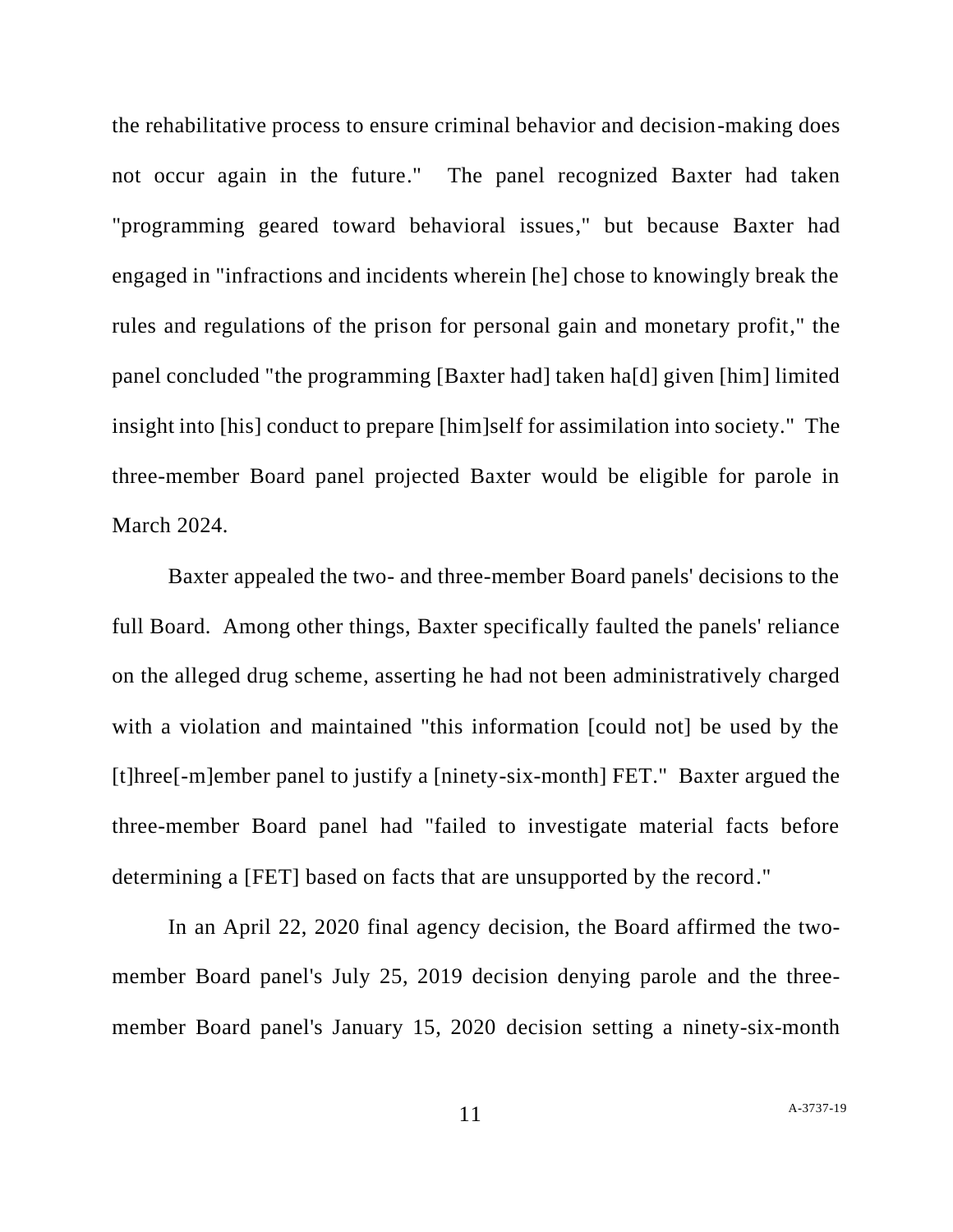the rehabilitative process to ensure criminal behavior and decision-making does not occur again in the future." The panel recognized Baxter had taken "programming geared toward behavioral issues," but because Baxter had engaged in "infractions and incidents wherein [he] chose to knowingly break the rules and regulations of the prison for personal gain and monetary profit," the panel concluded "the programming [Baxter had] taken ha[d] given [him] limited insight into [his] conduct to prepare [him]self for assimilation into society." The three-member Board panel projected Baxter would be eligible for parole in March 2024.

Baxter appealed the two- and three-member Board panels' decisions to the full Board. Among other things, Baxter specifically faulted the panels' reliance on the alleged drug scheme, asserting he had not been administratively charged with a violation and maintained "this information [could not] be used by the [t]hree[-m]ember panel to justify a [ninety-six-month] FET." Baxter argued the three-member Board panel had "failed to investigate material facts before determining a [FET] based on facts that are unsupported by the record."

In an April 22, 2020 final agency decision, the Board affirmed the two-member Board panel's July 25, 2019 decision denying parole and the three-member Board panel's January 15, 2020 decision setting a ninety-six-month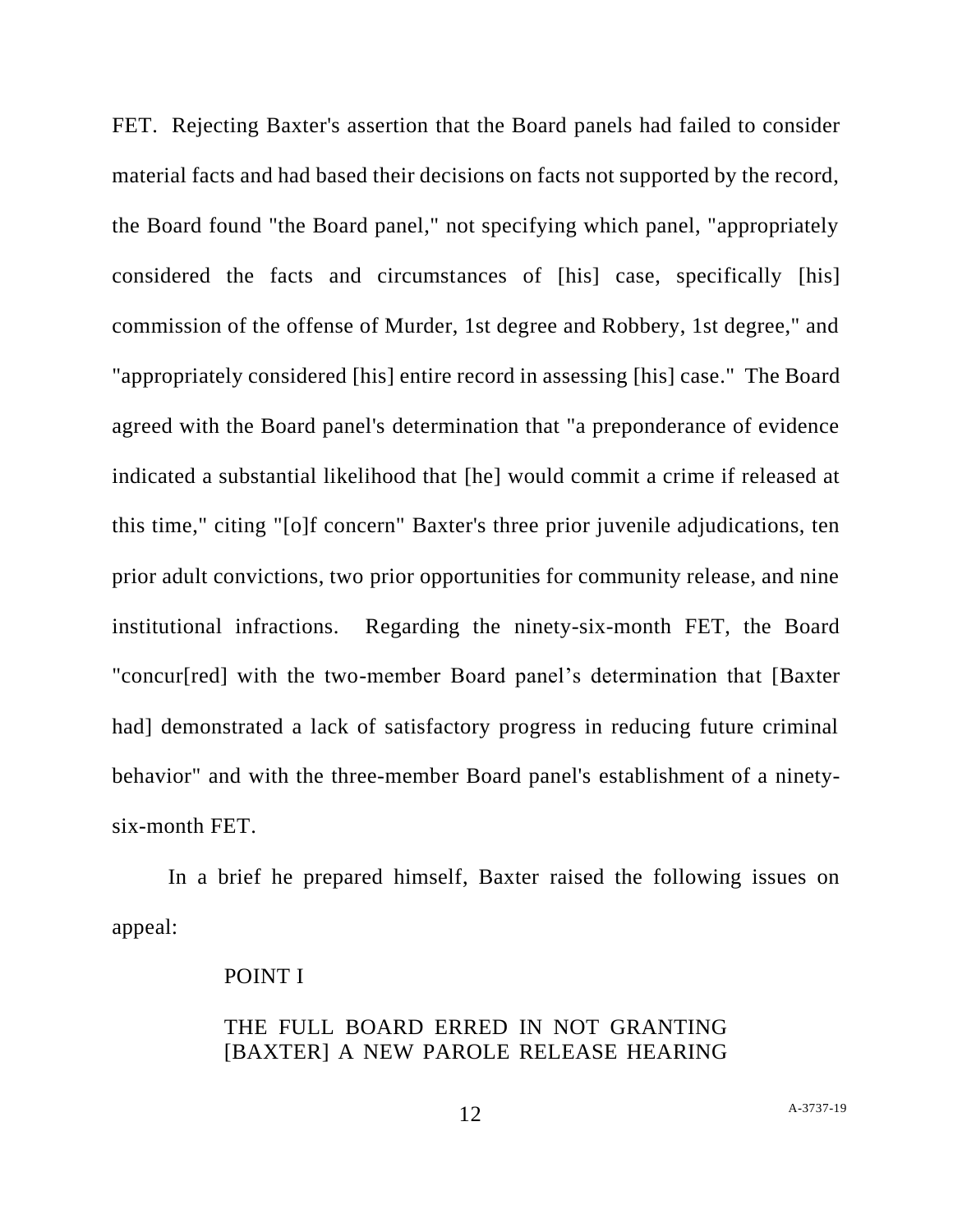FET. Rejecting Baxter's assertion that the Board panels had failed to consider material facts and had based their decisions on facts not supported by the record, the Board found "the Board panel," not specifying which panel, "appropriately considered the facts and circumstances of [his] case, specifically [his] commission of the offense of Murder, 1st degree and Robbery, 1st degree," and "appropriately considered [his] entire record in assessing [his] case." The Board agreed with the Board panel's determination that "a preponderance of evidence indicated a substantial likelihood that [he] would commit a crime if released at this time," citing "[o]f concern" Baxter's three prior juvenile adjudications, ten prior adult convictions, two prior opportunities for community release, and nine institutional infractions. Regarding the ninety-six-month FET, the Board "concur[red] with the two-member Board panel's determination that [Baxter had] demonstrated a lack of satisfactory progress in reducing future criminal behavior" and with the three-member Board panel's establishment of a ninety-six-month FET.

In a brief he prepared himself, Baxter raised the following issues on appeal:

POINT I

THE FULL BOARD ERRED IN NOT GRANTING [BAXTER] A NEW PAROLE RELEASE HEARING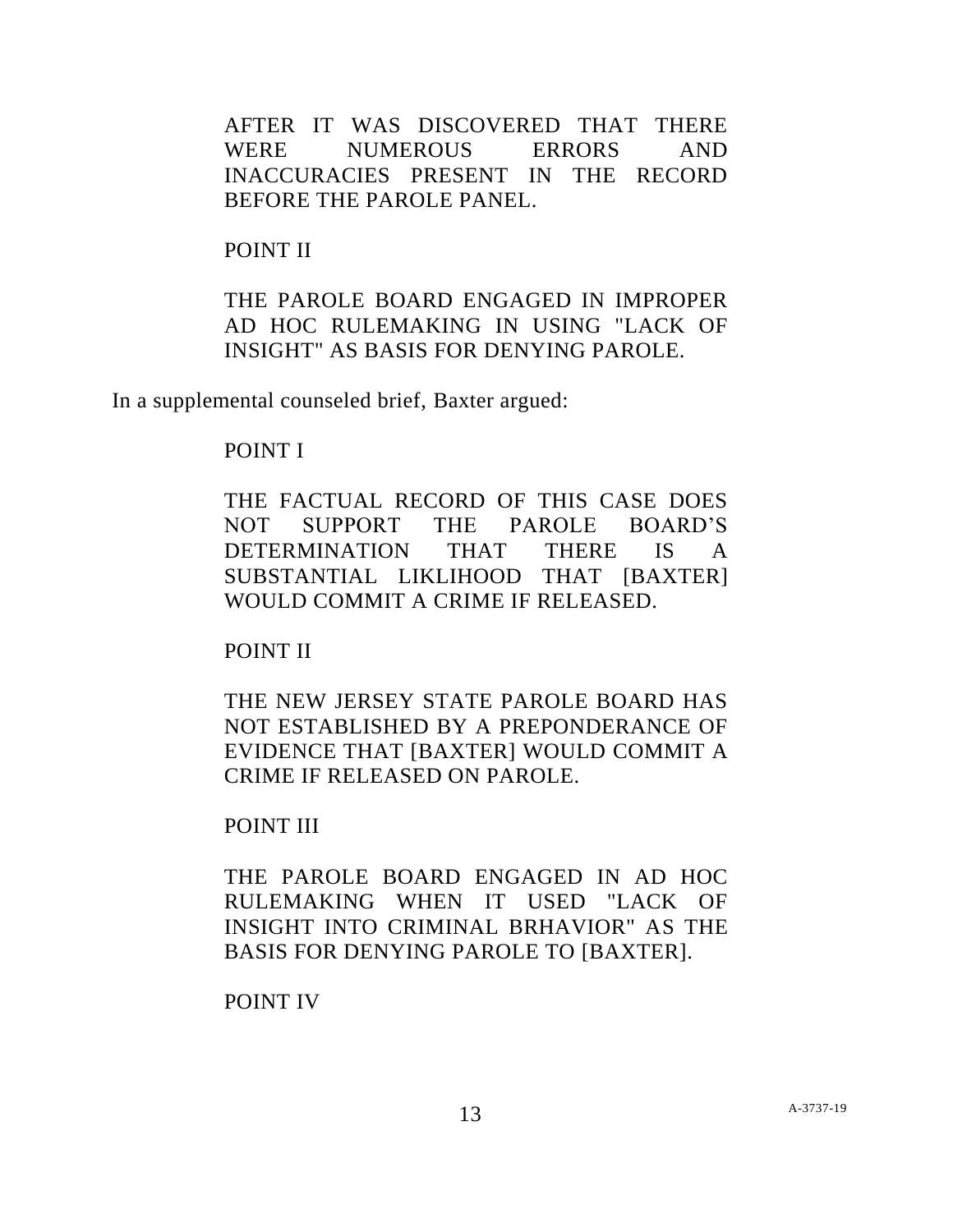AFTER IT WAS DISCOVERED THAT THERE WERE NUMEROUS ERRORS AND INACCURACIES PRESENT IN THE RECORD BEFORE THE PAROLE PANEL.

POINT II

THE PAROLE BOARD ENGAGED IN IMPROPER AD HOC RULEMAKING IN USING "LACK OF INSIGHT" AS BASIS FOR DENYING PAROLE.

In a supplemental counseled brief, Baxter argued:

POINT I

THE FACTUAL RECORD OF THIS CASE DOES NOT SUPPORT THE PAROLE BOARD'S DETERMINATION THAT THERE IS A SUBSTANTIAL LIKLIHOOD THAT [BAXTER] WOULD COMMIT A CRIME IF RELEASED.

POINT II

THE NEW JERSEY STATE PAROLE BOARD HAS NOT ESTABLISHED BY A PREPONDERANCE OF EVIDENCE THAT [BAXTER] WOULD COMMIT A CRIME IF RELEASED ON PAROLE.

POINT III

THE PAROLE BOARD ENGAGED IN AD HOC RULEMAKING WHEN IT USED "LACK OF INSIGHT INTO CRIMINAL BRHAVIOR" AS THE BASIS FOR DENYING PAROLE TO [BAXTER].

POINT IV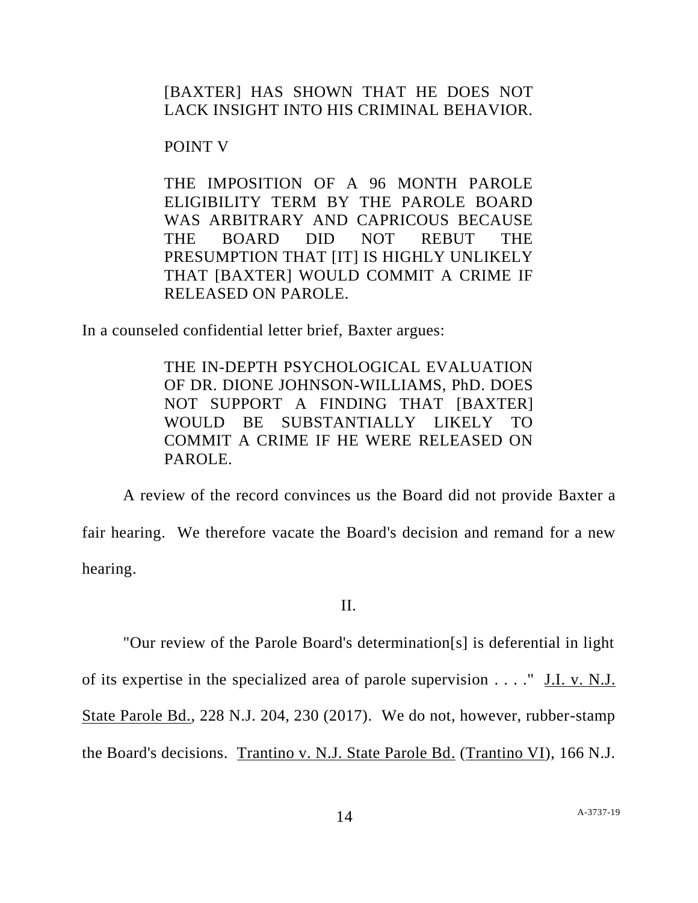[BAXTER] HAS SHOWN THAT HE DOES NOT LACK INSIGHT INTO HIS CRIMINAL BEHAVIOR.

POINT V

THE IMPOSITION OF A 96 MONTH PAROLE ELIGIBILITY TERM BY THE PAROLE BOARD WAS ARBITRARY AND CAPRICOUS BECAUSE THE BOARD DID NOT REBUT THE PRESUMPTION THAT [IT] IS HIGHLY UNLIKELY THAT [BAXTER] WOULD COMMIT A CRIME IF RELEASED ON PAROLE.

In a counseled confidential letter brief, Baxter argues:

THE IN-DEPTH PSYCHOLOGICAL EVALUATION OF DR. DIONE JOHNSON-WILLIAMS, PhD. DOES NOT SUPPORT A FINDING THAT [BAXTER] WOULD BE SUBSTANTIALLY LIKELY TO COMMIT A CRIME IF HE WERE RELEASED ON PAROLE.

A review of the record convinces us the Board did not provide Baxter a fair hearing. We therefore vacate the Board's decision and remand for a new hearing.

II.

"Our review of the Parole Board's determination[s] is deferential in light of its expertise in the specialized area of parole supervision . . . ." J.I. v. N.J. State Parole Bd., 228 N.J. 204, 230 (2017). We do not, however, rubber-stamp the Board's decisions. Trantino v. N.J. State Parole Bd. (Trantino VI), 166 N.J.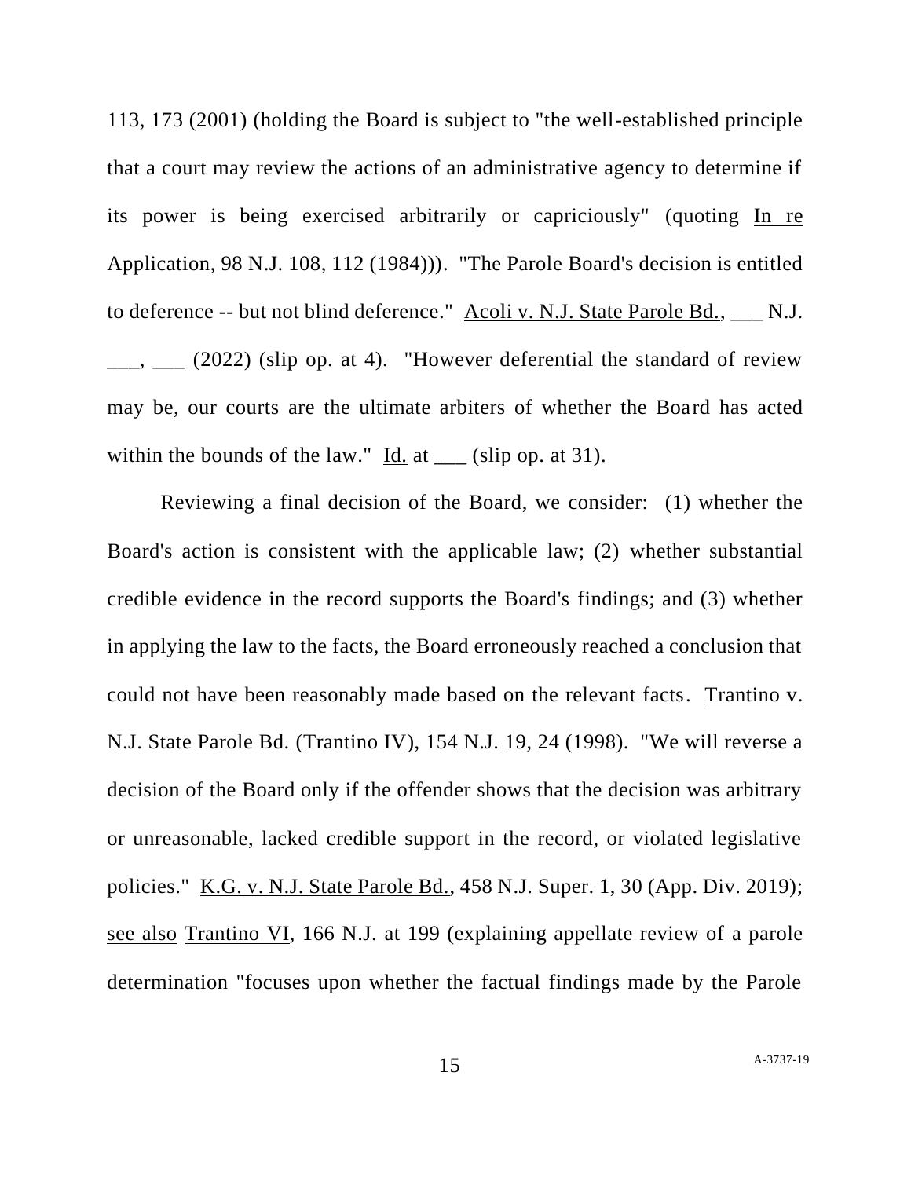113, 173 (2001) (holding the Board is subject to "the well-established principle that a court may review the actions of an administrative agency to determine if its power is being exercised arbitrarily or capriciously" (quoting In re Application, 98 N.J. 108, 112 (1984))). "The Parole Board's decision is entitled to deference -- but not blind deference." Acoli v. N.J. State Parole Bd., ___ N.J. ___, ___ (2022) (slip op. at 4). "However deferential the standard of review may be, our courts are the ultimate arbiters of whether the Board has acted within the bounds of the law." Id. at ___ (slip op. at 31).

Reviewing a final decision of the Board, we consider: (1) whether the Board's action is consistent with the applicable law; (2) whether substantial credible evidence in the record supports the Board's findings; and (3) whether in applying the law to the facts, the Board erroneously reached a conclusion that could not have been reasonably made based on the relevant facts. Trantino v. N.J. State Parole Bd. (Trantino IV), 154 N.J. 19, 24 (1998). "We will reverse a decision of the Board only if the offender shows that the decision was arbitrary or unreasonable, lacked credible support in the record, or violated legislative policies." K.G. v. N.J. State Parole Bd., 458 N.J. Super. 1, 30 (App. Div. 2019); see also Trantino VI, 166 N.J. at 199 (explaining appellate review of a parole determination "focuses upon whether the factual findings made by the Parole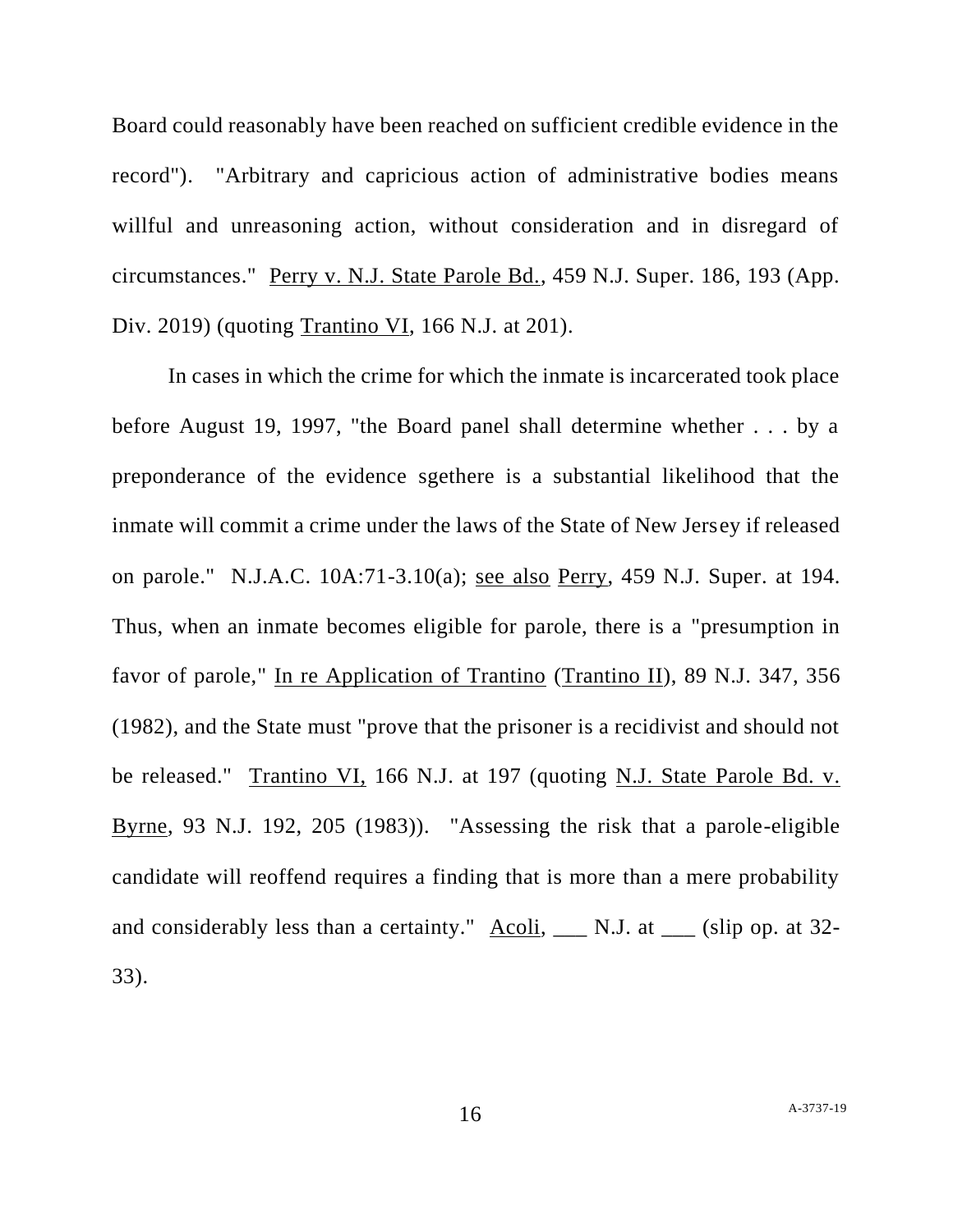Board could reasonably have been reached on sufficient credible evidence in the record"). "Arbitrary and capricious action of administrative bodies means willful and unreasoning action, without consideration and in disregard of circumstances." Perry v. N.J. State Parole Bd., 459 N.J. Super. 186, 193 (App. Div. 2019) (quoting Trantino VI, 166 N.J. at 201).

In cases in which the crime for which the inmate is incarcerated took place before August 19, 1997, "the Board panel shall determine whether . . . by a preponderance of the evidence sgethere is a substantial likelihood that the inmate will commit a crime under the laws of the State of New Jersey if released on parole." N.J.A.C. 10A:71-3.10(a); see also Perry, 459 N.J. Super. at 194. Thus, when an inmate becomes eligible for parole, there is a "presumption in favor of parole," In re Application of Trantino (Trantino II), 89 N.J. 347, 356 (1982), and the State must "prove that the prisoner is a recidivist and should not be released." Trantino VI, 166 N.J. at 197 (quoting N.J. State Parole Bd. v. Byrne, 93 N.J. 192, 205 (1983)). "Assessing the risk that a parole-eligible candidate will reoffend requires a finding that is more than a mere probability and considerably less than a certainty." Acoli, ___ N.J. at ___ (slip op. at 32-33).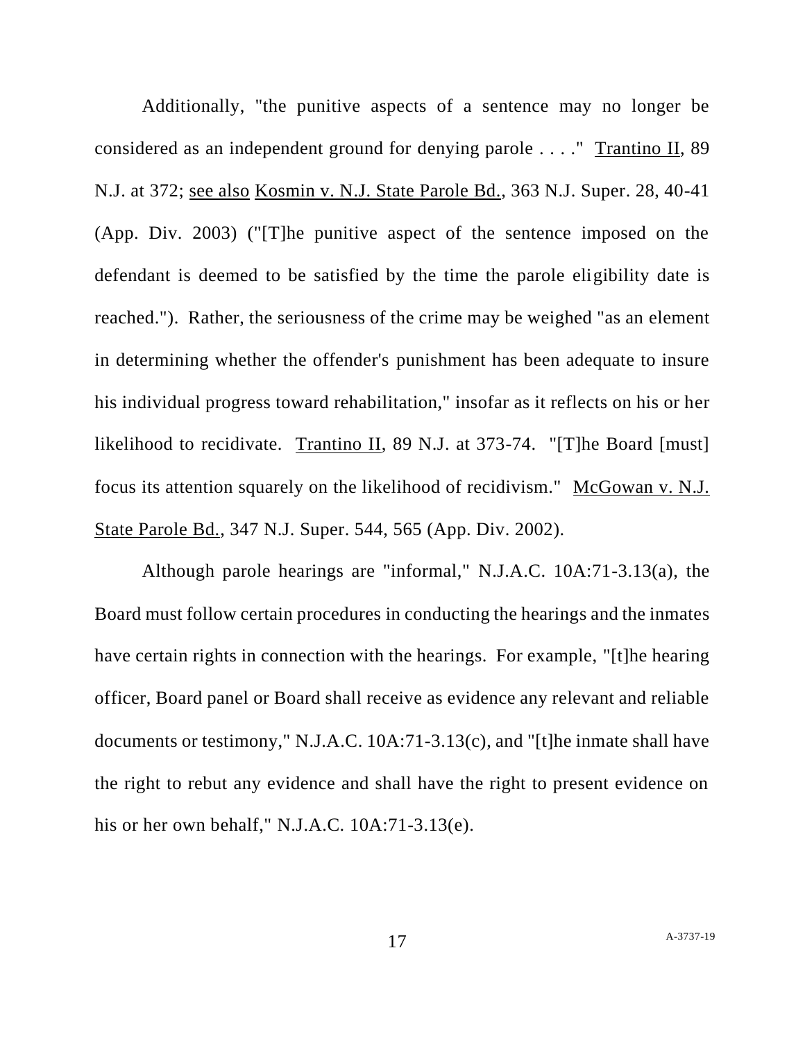Additionally, "the punitive aspects of a sentence may no longer be considered as an independent ground for denying parole . . . ." Trantino II, 89 N.J. at 372; see also Kosmin v. N.J. State Parole Bd., 363 N.J. Super. 28, 40-41 (App. Div. 2003) ("[T]he punitive aspect of the sentence imposed on the defendant is deemed to be satisfied by the time the parole eligibility date is reached."). Rather, the seriousness of the crime may be weighed "as an element in determining whether the offender's punishment has been adequate to insure his individual progress toward rehabilitation," insofar as it reflects on his or her likelihood to recidivate. Trantino II, 89 N.J. at 373-74. "[T]he Board [must] focus its attention squarely on the likelihood of recidivism." McGowan v. N.J. State Parole Bd., 347 N.J. Super. 544, 565 (App. Div. 2002).

Although parole hearings are "informal," N.J.A.C. 10A:71-3.13(a), the Board must follow certain procedures in conducting the hearings and the inmates have certain rights in connection with the hearings. For example, "[t]he hearing officer, Board panel or Board shall receive as evidence any relevant and reliable documents or testimony," N.J.A.C. 10A:71-3.13(c), and "[t]he inmate shall have the right to rebut any evidence and shall have the right to present evidence on his or her own behalf," N.J.A.C. 10A:71-3.13(e).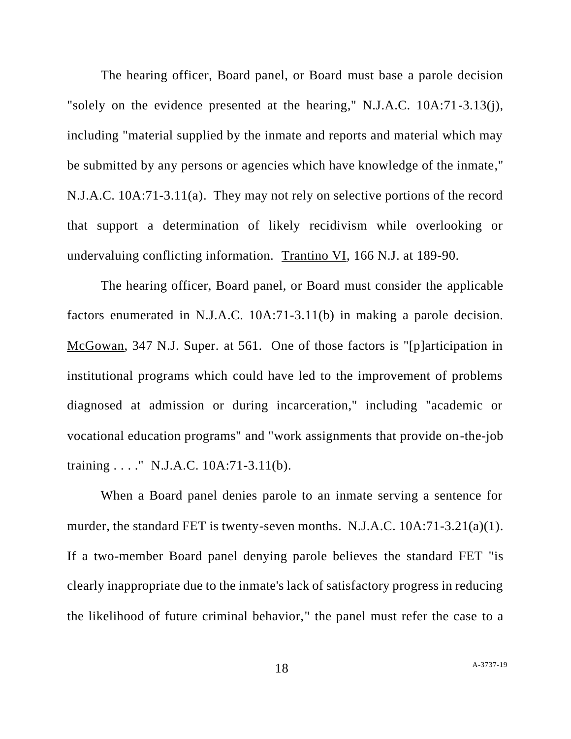The hearing officer, Board panel, or Board must base a parole decision "solely on the evidence presented at the hearing," N.J.A.C. 10A:71-3.13(j), including "material supplied by the inmate and reports and material which may be submitted by any persons or agencies which have knowledge of the inmate," N.J.A.C. 10A:71-3.11(a). They may not rely on selective portions of the record that support a determination of likely recidivism while overlooking or undervaluing conflicting information. Trantino VI, 166 N.J. at 189-90.

The hearing officer, Board panel, or Board must consider the applicable factors enumerated in N.J.A.C. 10A:71-3.11(b) in making a parole decision. McGowan, 347 N.J. Super. at 561. One of those factors is "[p]articipation in institutional programs which could have led to the improvement of problems diagnosed at admission or during incarceration," including "academic or vocational education programs" and "work assignments that provide on-the-job training . . . ." N.J.A.C. 10A:71-3.11(b).

When a Board panel denies parole to an inmate serving a sentence for murder, the standard FET is twenty-seven months. N.J.A.C. 10A:71-3.21(a)(1). If a two-member Board panel denying parole believes the standard FET "is clearly inappropriate due to the inmate's lack of satisfactory progress in reducing the likelihood of future criminal behavior," the panel must refer the case to a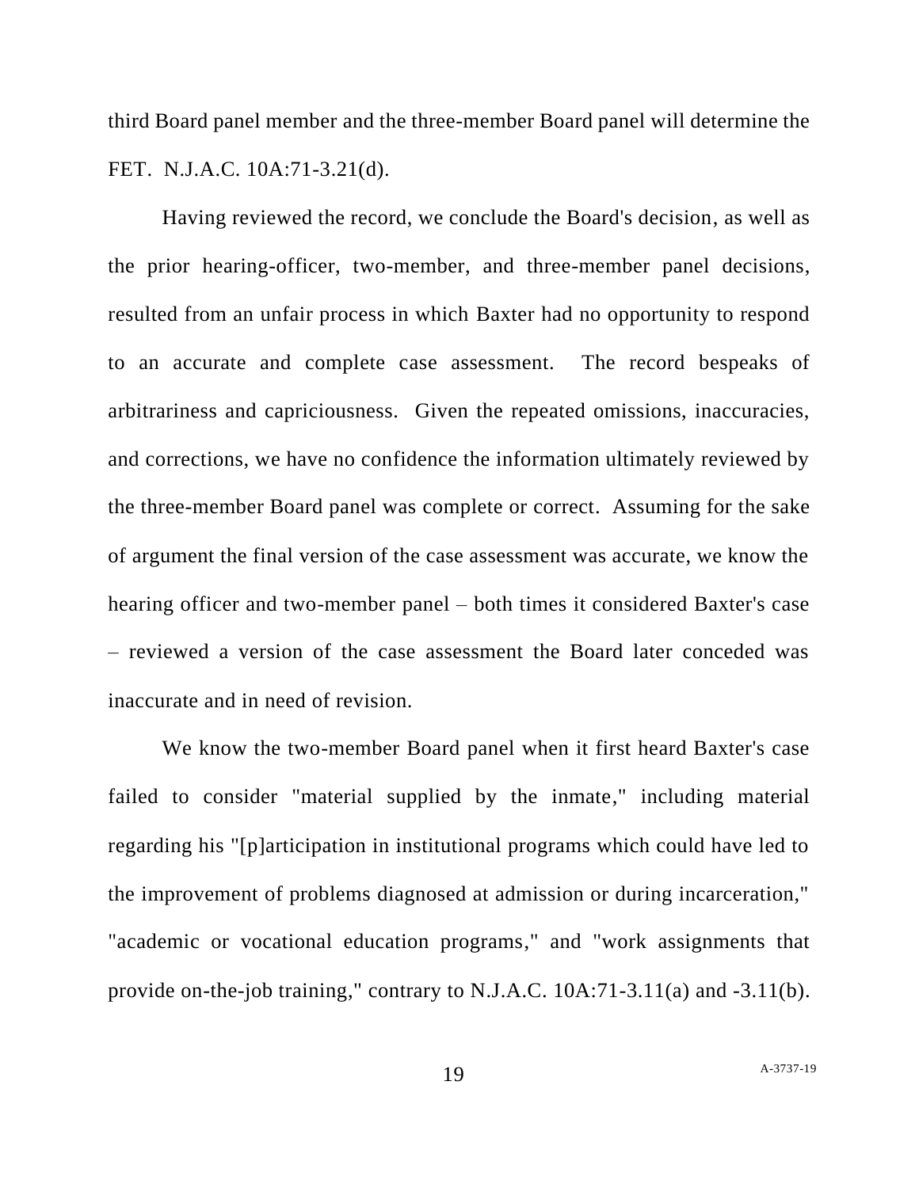third Board panel member and the three-member Board panel will determine the FET. N.J.A.C. 10A:71-3.21(d).

Having reviewed the record, we conclude the Board's decision, as well as the prior hearing-officer, two-member, and three-member panel decisions, resulted from an unfair process in which Baxter had no opportunity to respond to an accurate and complete case assessment. The record bespeaks of arbitrariness and capriciousness. Given the repeated omissions, inaccuracies, and corrections, we have no confidence the information ultimately reviewed by the three-member Board panel was complete or correct. Assuming for the sake of argument the final version of the case assessment was accurate, we know the hearing officer and two-member panel – both times it considered Baxter's case – reviewed a version of the case assessment the Board later conceded was inaccurate and in need of revision.

We know the two-member Board panel when it first heard Baxter's case failed to consider "material supplied by the inmate," including material regarding his "[p]articipation in institutional programs which could have led to the improvement of problems diagnosed at admission or during incarceration," "academic or vocational education programs," and "work assignments that provide on-the-job training," contrary to N.J.A.C. 10A:71-3.11(a) and -3.11(b).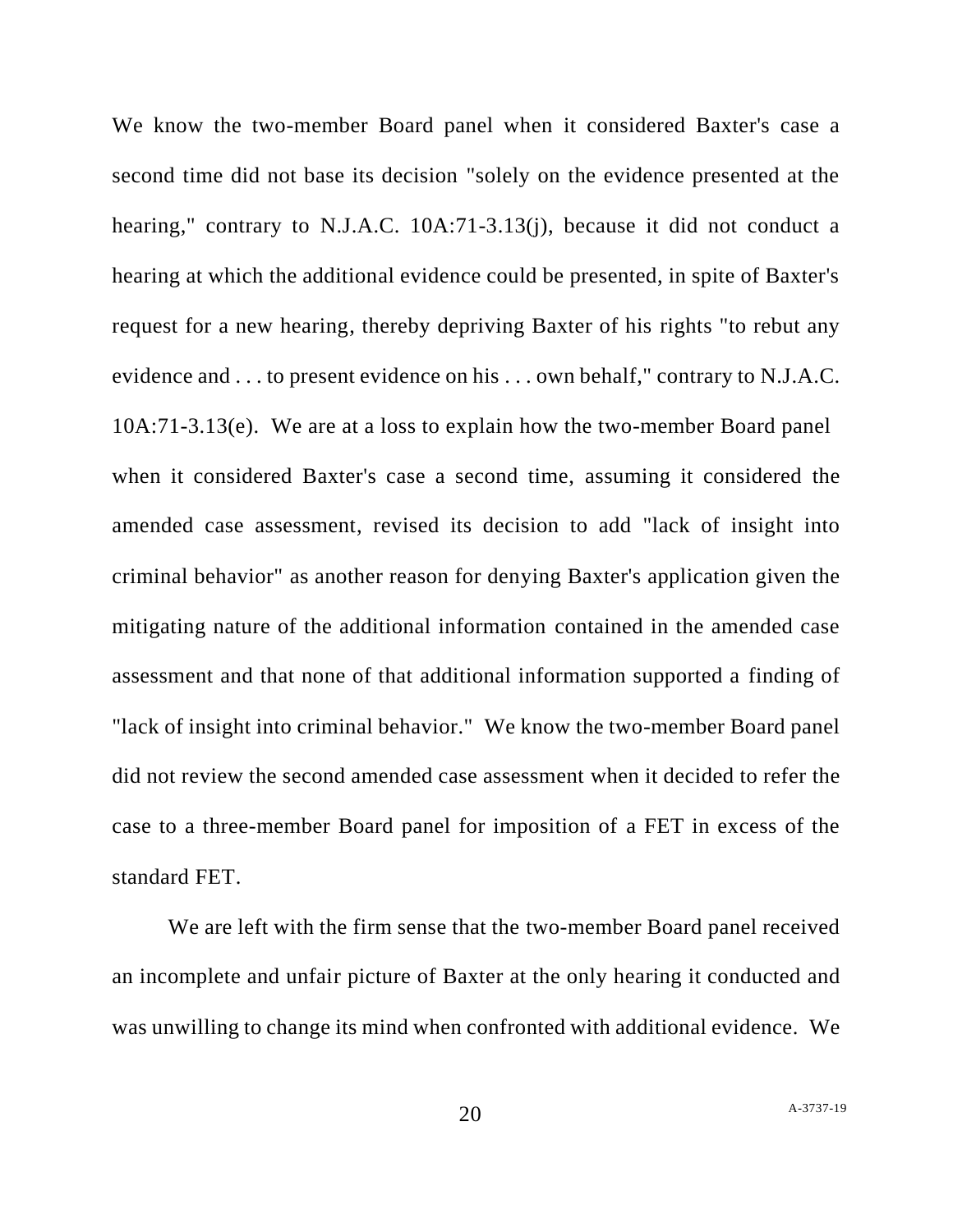We know the two-member Board panel when it considered Baxter's case a second time did not base its decision "solely on the evidence presented at the hearing," contrary to N.J.A.C. 10A:71-3.13(j), because it did not conduct a hearing at which the additional evidence could be presented, in spite of Baxter's request for a new hearing, thereby depriving Baxter of his rights "to rebut any evidence and . . . to present evidence on his . . . own behalf," contrary to N.J.A.C. 10A:71-3.13(e). We are at a loss to explain how the two-member Board panel when it considered Baxter's case a second time, assuming it considered the amended case assessment, revised its decision to add "lack of insight into criminal behavior" as another reason for denying Baxter's application given the mitigating nature of the additional information contained in the amended case assessment and that none of that additional information supported a finding of "lack of insight into criminal behavior." We know the two-member Board panel did not review the second amended case assessment when it decided to refer the case to a three-member Board panel for imposition of a FET in excess of the standard FET.

We are left with the firm sense that the two-member Board panel received an incomplete and unfair picture of Baxter at the only hearing it conducted and was unwilling to change its mind when confronted with additional evidence. We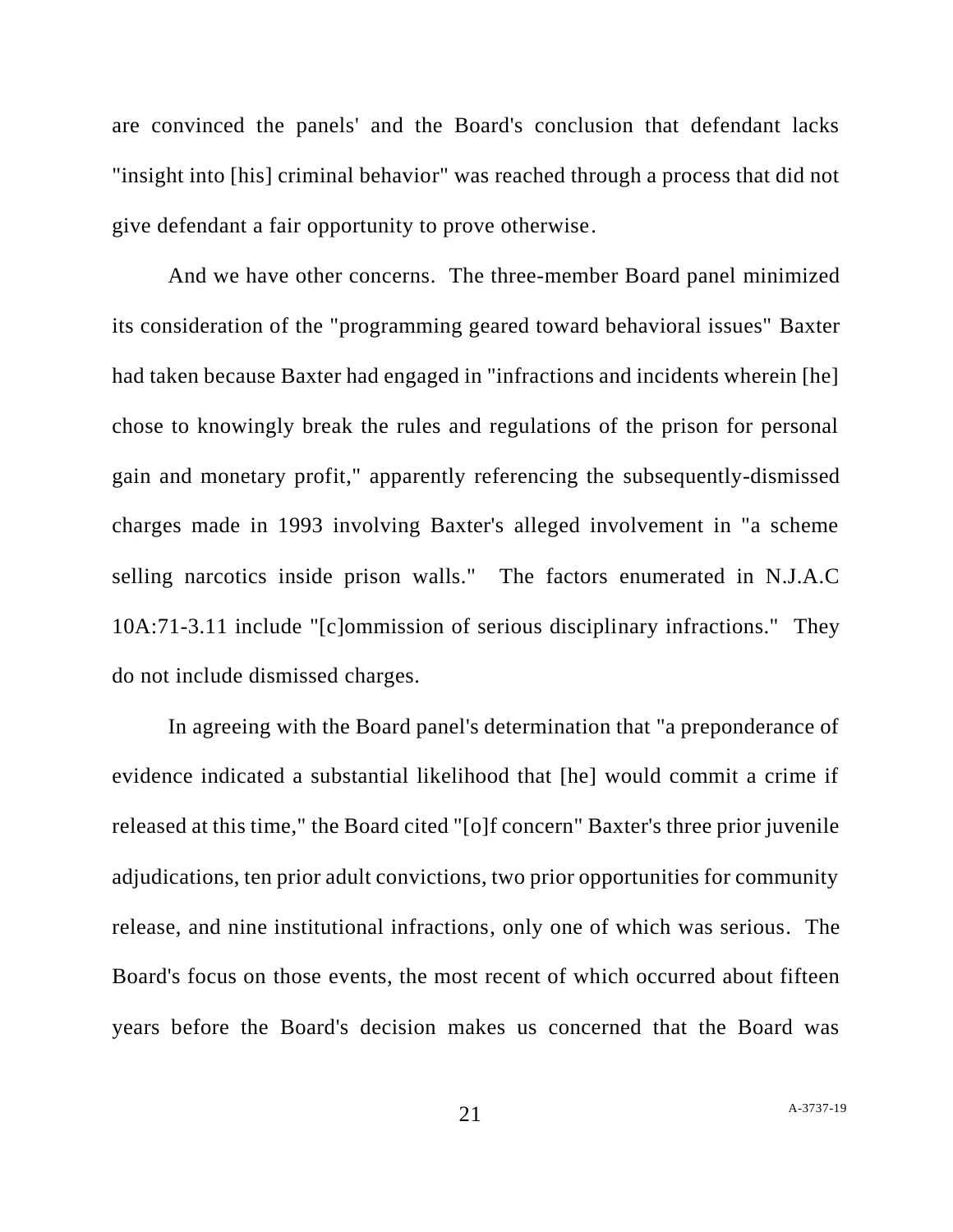are convinced the panels' and the Board's conclusion that defendant lacks "insight into [his] criminal behavior" was reached through a process that did not give defendant a fair opportunity to prove otherwise.

And we have other concerns. The three-member Board panel minimized its consideration of the "programming geared toward behavioral issues" Baxter had taken because Baxter had engaged in "infractions and incidents wherein [he] chose to knowingly break the rules and regulations of the prison for personal gain and monetary profit," apparently referencing the subsequently-dismissed charges made in 1993 involving Baxter's alleged involvement in "a scheme selling narcotics inside prison walls." The factors enumerated in N.J.A.C 10A:71-3.11 include "[c]ommission of serious disciplinary infractions." They do not include dismissed charges.

In agreeing with the Board panel's determination that "a preponderance of evidence indicated a substantial likelihood that [he] would commit a crime if released at this time," the Board cited "[o]f concern" Baxter's three prior juvenile adjudications, ten prior adult convictions, two prior opportunities for community release, and nine institutional infractions, only one of which was serious. The Board's focus on those events, the most recent of which occurred about fifteen years before the Board's decision makes us concerned that the Board was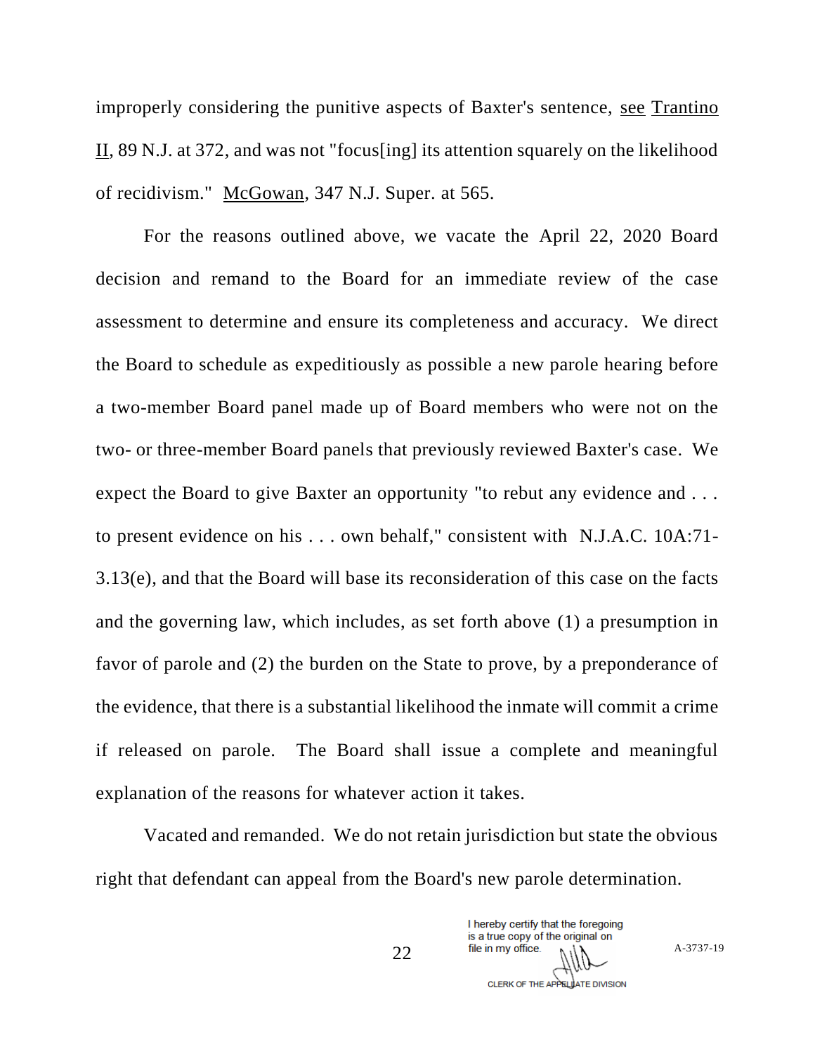improperly considering the punitive aspects of Baxter's sentence, see Trantino II, 89 N.J. at 372, and was not "focus[ing] its attention squarely on the likelihood of recidivism." McGowan, 347 N.J. Super. at 565.

For the reasons outlined above, we vacate the April 22, 2020 Board decision and remand to the Board for an immediate review of the case assessment to determine and ensure its completeness and accuracy. We direct the Board to schedule as expeditiously as possible a new parole hearing before a two-member Board panel made up of Board members who were not on the two- or three-member Board panels that previously reviewed Baxter's case. We expect the Board to give Baxter an opportunity "to rebut any evidence and . . . to present evidence on his . . . own behalf," consistent with N.J.A.C. 10A:71-3.13(e), and that the Board will base its reconsideration of this case on the facts and the governing law, which includes, as set forth above (1) a presumption in favor of parole and (2) the burden on the State to prove, by a preponderance of the evidence, that there is a substantial likelihood the inmate will commit a crime if released on parole. The Board shall issue a complete and meaningful explanation of the reasons for whatever action it takes.

Vacated and remanded. We do not retain jurisdiction but state the obvious right that defendant can appeal from the Board's new parole determination.

I hereby certify that the foregoing is a true copy of the original on file in my office.

CLERK OF THE APPELLATE DIVISION